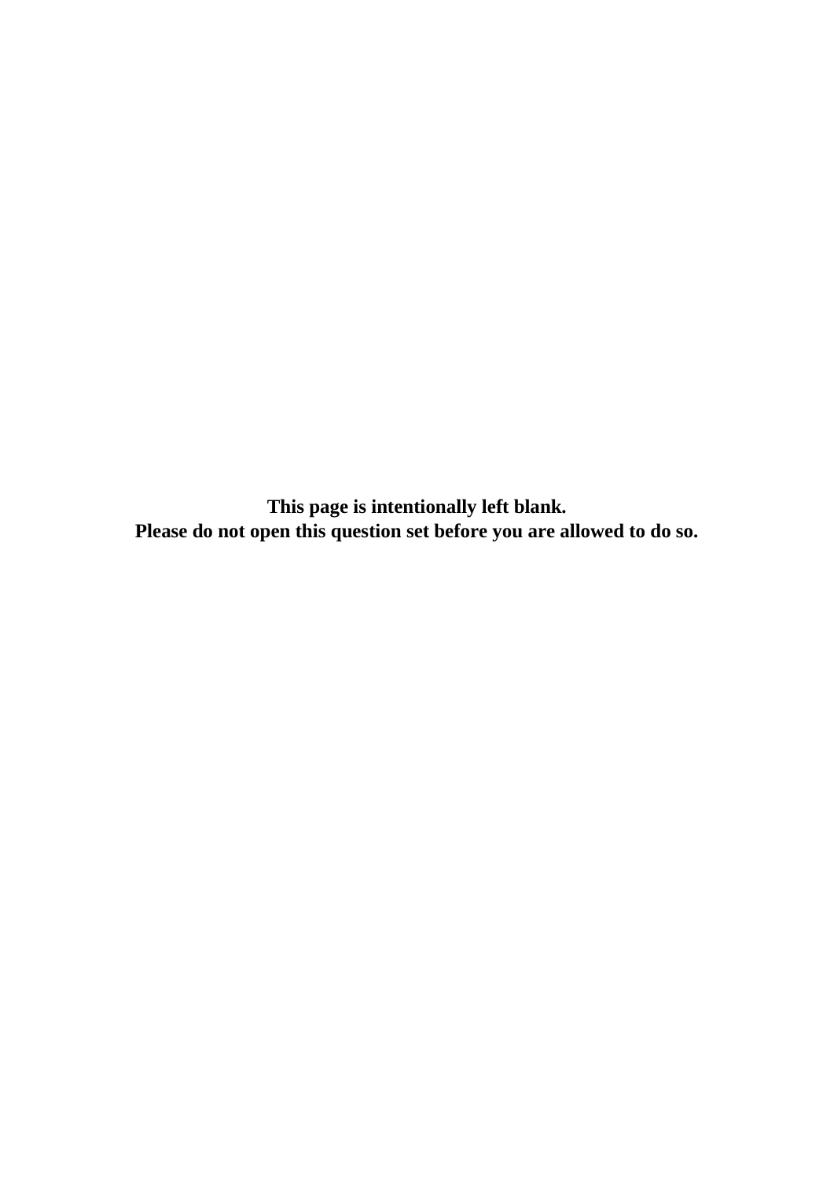**This page is intentionally left blank.**
**Please do not open this question set before you are allowed to do so.**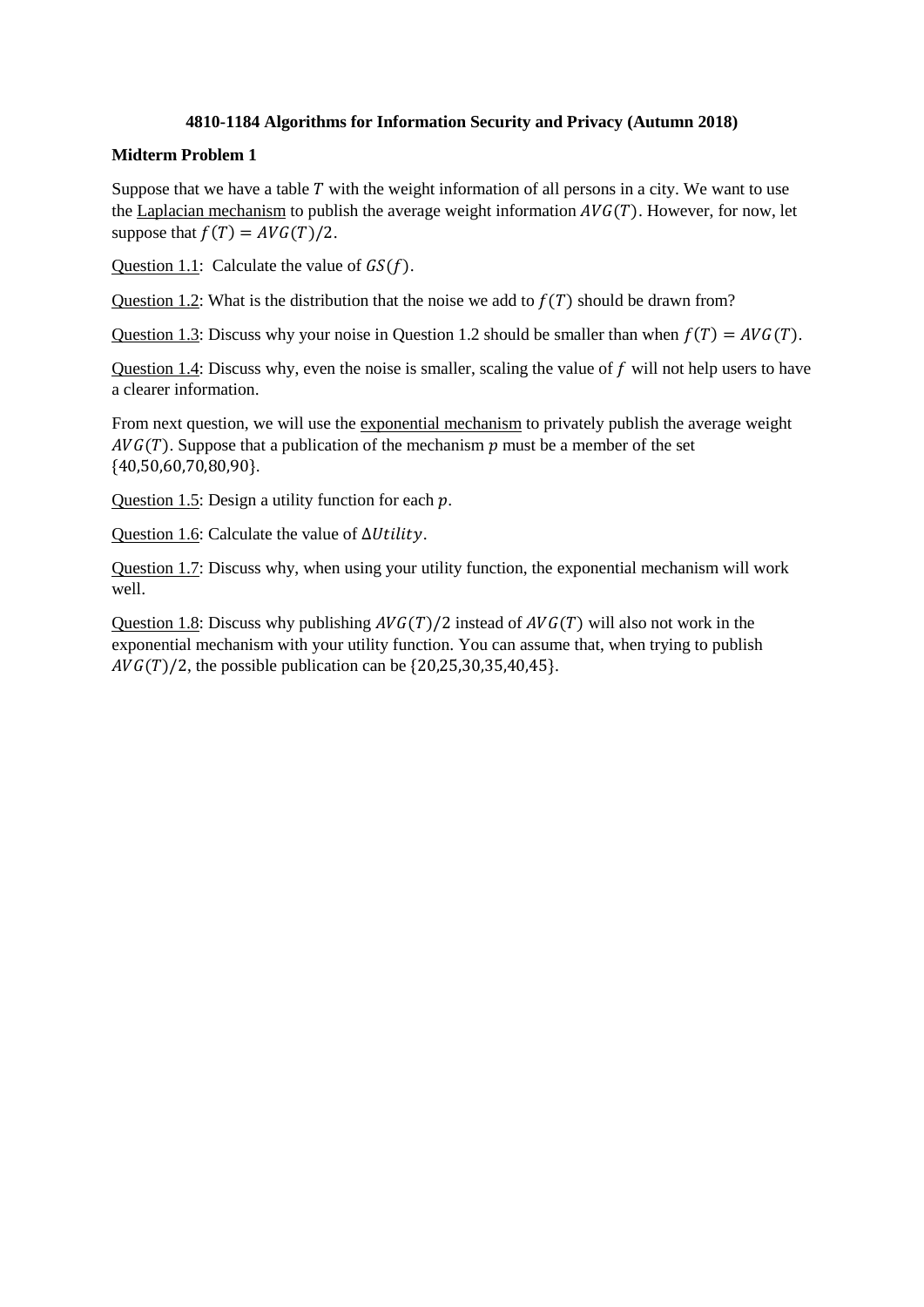**4810-1184 Algorithms for Information Security and Privacy (Autumn 2018)**

**Midterm Problem 1**

Suppose that we have a table $T$ with the weight information of all persons in a city. We want to use the Laplacian mechanism to publish the average weight information $AVG(T)$. However, for now, let suppose that $f(T) = AVG(T)/2$.

Question 1.1: Calculate the value of $GS(f)$.

Question 1.2: What is the distribution that the noise we add to $f(T)$ should be drawn from?

Question 1.3: Discuss why your noise in Question 1.2 should be smaller than when $f(T) = AVG(T)$.

Question 1.4: Discuss why, even the noise is smaller, scaling the value of $f$ will not help users to have a clearer information.

From next question, we will use the exponential mechanism to privately publish the average weight $AVG(T)$. Suppose that a publication of the mechanism $p$ must be a member of the set {40,50,60,70,80,90}.

Question 1.5: Design a utility function for each $p$.

Question 1.6: Calculate the value of $\Delta Utility$.

Question 1.7: Discuss why, when using your utility function, the exponential mechanism will work well.

Question 1.8: Discuss why publishing $AVG(T)/2$ instead of $AVG(T)$ will also not work in the exponential mechanism with your utility function. You can assume that, when trying to publish $AVG(T)/2$, the possible publication can be $\{20,25,30,35,40,45\}$.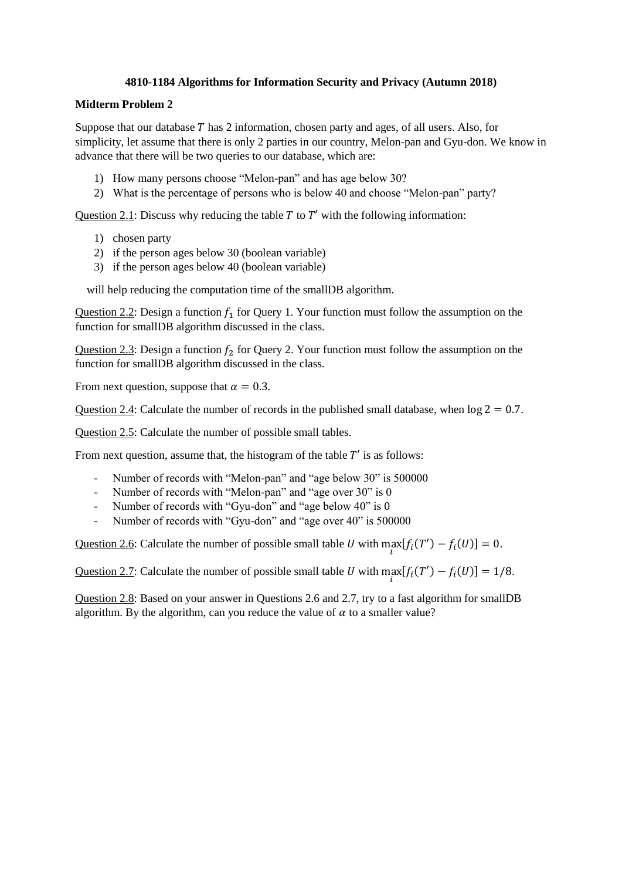**4810-1184 Algorithms for Information Security and Privacy (Autumn 2018)**

**Midterm Problem 2**

Suppose that our database $T$ has 2 information, chosen party and ages, of all users. Also, for simplicity, let assume that there is only 2 parties in our country, Melon-pan and Gyu-don. We know in advance that there will be two queries to our database, which are:

1) How many persons choose "Melon-pan" and has age below 30?
2) What is the percentage of persons who is below 40 and choose "Melon-pan" party?

Question 2.1: Discuss why reducing the table $T$ to $T'$ with the following information:

1) chosen party
2) if the person ages below 30 (boolean variable)
3) if the person ages below 40 (boolean variable)

will help reducing the computation time of the smallDB algorithm.

Question 2.2: Design a function $f_1$ for Query 1. Your function must follow the assumption on the function for smallDB algorithm discussed in the class.

Question 2.3: Design a function $f_2$ for Query 2. Your function must follow the assumption on the function for smallDB algorithm discussed in the class.

From next question, suppose that $\alpha = 0.3$.

Question 2.4: Calculate the number of records in the published small database, when $\log 2 = 0.7$.

Question 2.5: Calculate the number of possible small tables.

From next question, assume that, the histogram of the table $T'$ is as follows:

- Number of records with "Melon-pan" and "age below 30" is 500000
- Number of records with "Melon-pan" and "age over 30" is 0
- Number of records with "Gyu-don" and "age below 40" is 0
- Number of records with "Gyu-don" and "age over 40" is 500000

Question 2.6: Calculate the number of possible small table $U$ with $\max_i [f_i(T') - f_i(U)] = 0$.

Question 2.7: Calculate the number of possible small table $U$ with $\max_i [f_i(T') - f_i(U)] = 1/8$.

Question 2.8: Based on your answer in Questions 2.6 and 2.7, try to a fast algorithm for smallDB algorithm. By the algorithm, can you reduce the value of $\alpha$ to a smaller value?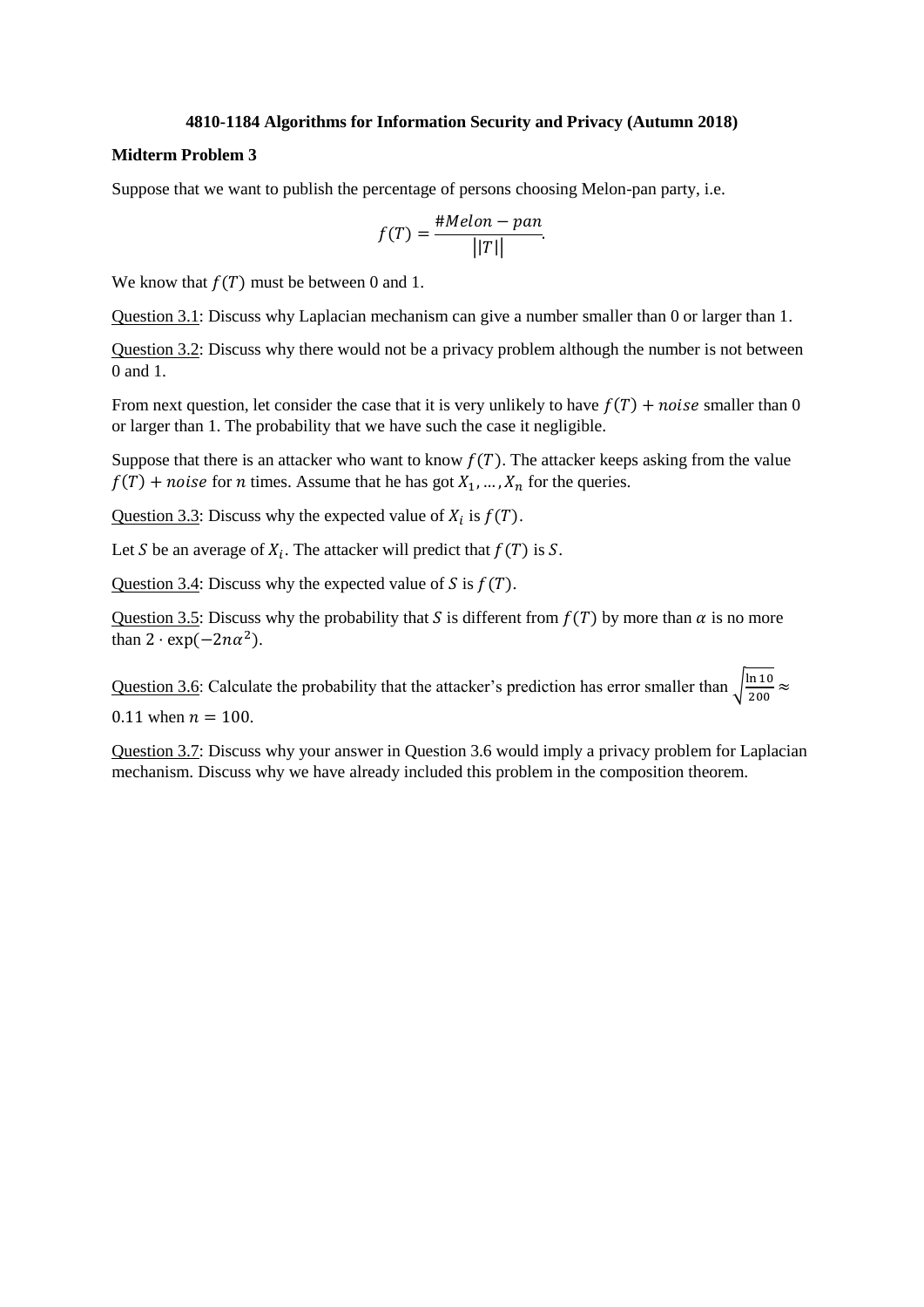**4810-1184 Algorithms for Information Security and Privacy (Autumn 2018)**

**Midterm Problem 3**

Suppose that we want to publish the percentage of persons choosing Melon-pan party, i.e.

$$f(T) = \frac{\#Melon - pan}{||T||}.$$

We know that $f(T)$ must be between 0 and 1.

Question 3.1: Discuss why Laplacian mechanism can give a number smaller than 0 or larger than 1.

Question 3.2: Discuss why there would not be a privacy problem although the number is not between 0 and 1.

From next question, let consider the case that it is very unlikely to have $f(T) + noise$ smaller than 0 or larger than 1. The probability that we have such the case it negligible.

Suppose that there is an attacker who want to know $f(T)$. The attacker keeps asking from the value $f(T) + noise$ for $n$ times. Assume that he has got $X_1, \ldots, X_n$ for the queries.

Question 3.3: Discuss why the expected value of $X_i$ is $f(T)$.

Let $S$ be an average of $X_i$. The attacker will predict that $f(T)$ is $S$.

Question 3.4: Discuss why the expected value of $S$ is $f(T)$.

Question 3.5: Discuss why the probability that $S$ is different from $f(T)$ by more than $\alpha$ is no more than $2 \cdot \exp(-2n\alpha^2)$.

Question 3.6: Calculate the probability that the attacker's prediction has error smaller than $\sqrt{\frac{\ln 10}{200}} \approx 0.11$ when $n = 100$.

Question 3.7: Discuss why your answer in Question 3.6 would imply a privacy problem for Laplacian mechanism. Discuss why we have already included this problem in the composition theorem.